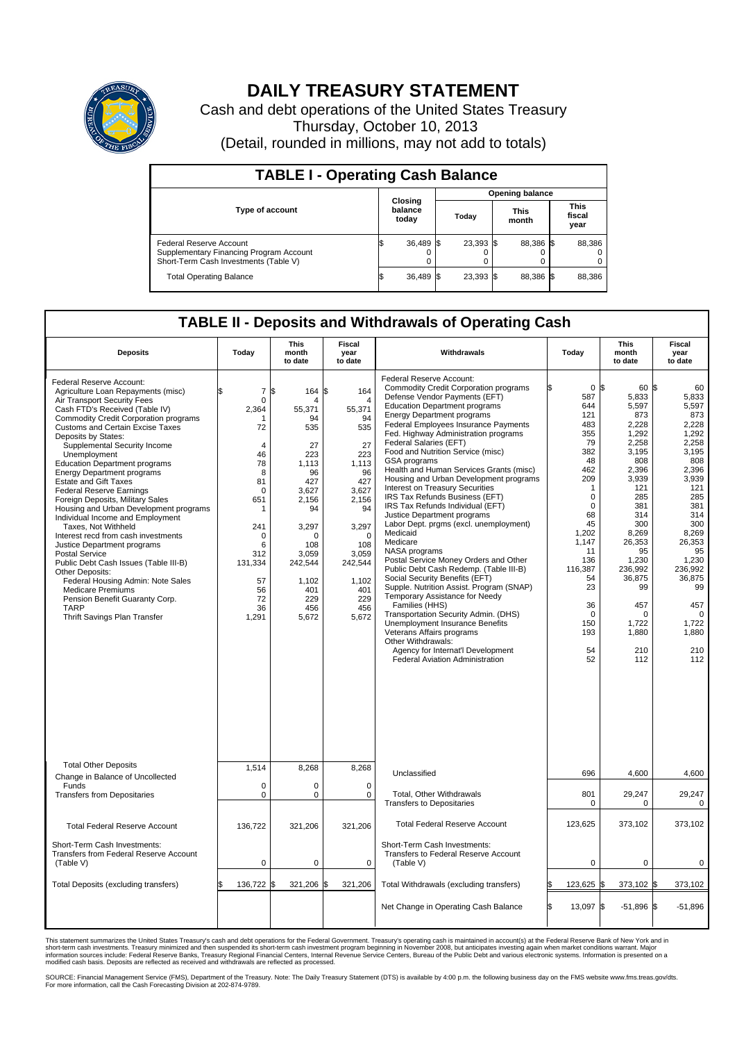# DAILY TREASURY STATEMENT

Cash and debt operations of the United States Treasury

Thursday, October 10, 2013

(Detail, rounded in millions, may not add to totals)

## TABLE I - Operating Cash Balance

| Type of account | Closing balance today | Opening balance Today | Opening balance This month | Opening balance This fiscal year |
|---|---|---|---|---|
| Federal Reserve Account | $ 36,489 | $ 23,393 | $ 88,386 | $ 88,386 |
| Supplementary Financing Program Account | 0 | 0 | 0 | 0 |
| Short-Term Cash Investments (Table V) | 0 | 0 | 0 | 0 |
| Total Operating Balance | $ 36,489 | $ 23,393 | $ 88,386 | $ 88,386 |

## TABLE II - Deposits and Withdrawals of Operating Cash

| Deposits | Today | This month to date | Fiscal year to date |
|---|---|---|---|
| Federal Reserve Account: | | | |
| Agriculture Loan Repayments (misc) | $ 7 | $ 164 | $ 164 |
| Air Transport Security Fees | 0 | 4 | 4 |
| Cash FTD's Received (Table IV) | 2,364 | 55,371 | 55,371 |
| Commodity Credit Corporation programs | 1 | 94 | 94 |
| Customs and Certain Excise Taxes | 72 | 535 | 535 |
| Deposits by States: | | | |
| Supplemental Security Income | 4 | 27 | 27 |
| Unemployment | 46 | 223 | 223 |
| Education Department programs | 78 | 1,113 | 1,113 |
| Energy Department programs | 8 | 96 | 96 |
| Estate and Gift Taxes | 81 | 427 | 427 |
| Federal Reserve Earnings | 0 | 3,627 | 3,627 |
| Foreign Deposits, Military Sales | 651 | 2,156 | 2,156 |
| Housing and Urban Development programs | 1 | 94 | 94 |
| Individual Income and Employment Taxes, Not Withheld | 241 | 3,297 | 3,297 |
| Interest recd from cash investments | 0 | 0 | 0 |
| Justice Department programs | 6 | 108 | 108 |
| Postal Service | 312 | 3,059 | 3,059 |
| Public Debt Cash Issues (Table III-B) | 131,334 | 242,544 | 242,544 |
| Other Deposits: | | | |
| Federal Housing Admin: Note Sales | 57 | 1,102 | 1,102 |
| Medicare Premiums | 56 | 401 | 401 |
| Pension Benefit Guaranty Corp. | 72 | 229 | 229 |
| TARP | 36 | 456 | 456 |
| Thrift Savings Plan Transfer | 1,291 | 5,672 | 5,672 |
| Total Other Deposits | 1,514 | 8,268 | 8,268 |
| Change in Balance of Uncollected Funds | 0 | 0 | 0 |
| Transfers from Depositaries | 0 | 0 | 0 |
| Total Federal Reserve Account | 136,722 | 321,206 | 321,206 |
| Short-Term Cash Investments: Transfers from Federal Reserve Account (Table V) | 0 | 0 | 0 |
| Total Deposits (excluding transfers) | $ 136,722 | $ 321,206 | $ 321,206 |

| Withdrawals | Today | This month to date | Fiscal year to date |
|---|---|---|---|
| Federal Reserve Account: | | | |
| Commodity Credit Corporation programs | $ 0 | $ 60 | $ 60 |
| Defense Vendor Payments (EFT) | 587 | 5,833 | 5,833 |
| Education Department programs | 644 | 5,597 | 5,597 |
| Energy Department programs | 121 | 873 | 873 |
| Federal Employees Insurance Payments | 483 | 2,228 | 2,228 |
| Fed. Highway Administration programs | 355 | 1,292 | 1,292 |
| Federal Salaries (EFT) | 79 | 2,258 | 2,258 |
| Food and Nutrition Service (misc) | 382 | 3,195 | 3,195 |
| GSA programs | 48 | 808 | 808 |
| Health and Human Services Grants (misc) | 462 | 2,396 | 2,396 |
| Housing and Urban Development programs | 209 | 3,939 | 3,939 |
| Interest on Treasury Securities | 1 | 121 | 121 |
| IRS Tax Refunds Business (EFT) | 0 | 285 | 285 |
| IRS Tax Refunds Individual (EFT) | 0 | 381 | 381 |
| Justice Department programs | 68 | 314 | 314 |
| Labor Dept. prgms (excl. unemployment) | 45 | 300 | 300 |
| Medicaid | 1,202 | 8,269 | 8,269 |
| Medicare | 1,147 | 26,353 | 26,353 |
| NASA programs | 11 | 95 | 95 |
| Postal Service Money Orders and Other | 136 | 1,230 | 1,230 |
| Public Debt Cash Redemp. (Table III-B) | 116,387 | 236,992 | 236,992 |
| Social Security Benefits (EFT) | 54 | 36,875 | 36,875 |
| Supple. Nutrition Assist. Program (SNAP) | 23 | 99 | 99 |
| Temporary Assistance for Needy Families (HHS) | 36 | 457 | 457 |
| Transportation Security Admin. (DHS) | 0 | 0 | 0 |
| Unemployment Insurance Benefits | 150 | 1,722 | 1,722 |
| Veterans Affairs programs | 193 | 1,880 | 1,880 |
| Other Withdrawals: | | | |
| Agency for Internat'l Development | 54 | 210 | 210 |
| Federal Aviation Administration | 52 | 112 | 112 |
| Unclassified | 696 | 4,600 | 4,600 |
| Total, Other Withdrawals | 801 | 29,247 | 29,247 |
| Transfers to Depositaries | 0 | 0 | 0 |
| Total Federal Reserve Account | 123,625 | 373,102 | 373,102 |
| Short-Term Cash Investments: Transfers to Federal Reserve Account (Table V) | 0 | 0 | 0 |
| Total Withdrawals (excluding transfers) | $ 123,625 | $ 373,102 | $ 373,102 |
| Net Change in Operating Cash Balance | $ 13,097 | $ -51,896 | $ -51,896 |

This statement summarizes the United States Treasury's cash and debt operations for the Federal Government. Treasury's operating cash is maintained in account(s) at the Federal Reserve Bank of New York and in short-term cash investments. Treasury minimized and then suspended its short-term cash investment program beginning in November 2008, but anticipates investing again when market conditions warrant. Major information sources include: Federal Reserve Banks, Treasury Regional Financial Centers, Internal Revenue Service Centers, Bureau of the Public Debt and various electronic systems. Information is presented on a modified cash basis. Deposits are reflected as received and withdrawals are reflected as processed.

SOURCE: Financial Management Service (FMS), Department of the Treasury. Note: The Daily Treasury Statement (DTS) is available by 4:00 p.m. the following business day on the FMS website www.fms.treas.gov/dts. For more information, call the Cash Forecasting Division at 202-874-9789.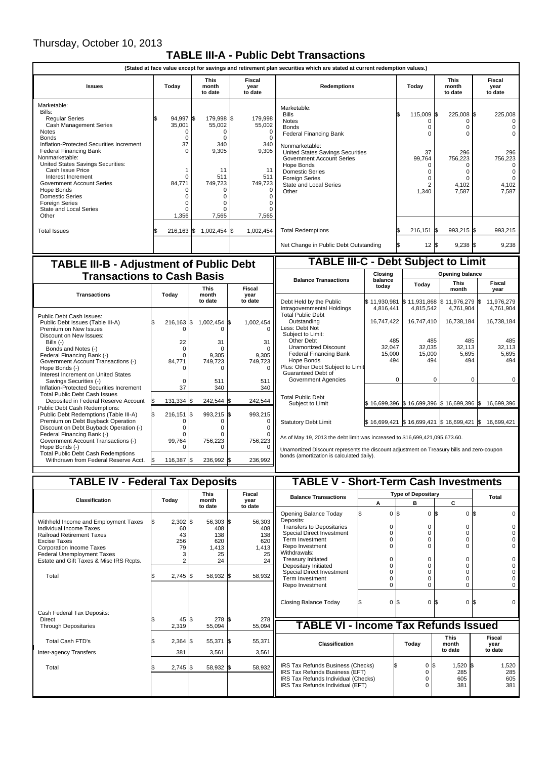Thursday, October 10, 2013

# TABLE III-A - Public Debt Transactions

(Stated at face value except for savings and retirement plan securities which are stated at current redemption values.)

| Issues | Today | This month to date | Fiscal year to date |
|---|---|---|---|
| Marketable: | | | |
| Bills: | | | |
| Regular Series | $ 94,997 | $ 179,998 | $ 179,998 |
| Cash Management Series | 35,001 | 55,002 | 55,002 |
| Notes | 0 | 0 | 0 |
| Bonds | 0 | 0 | 0 |
| Inflation-Protected Securities Increment | 37 | 340 | 340 |
| Federal Financing Bank | 0 | 9,305 | 9,305 |
| Nonmarketable: | | | |
| United States Savings Securities: | | | |
| Cash Issue Price | 1 | 11 | 11 |
| Interest Increment | 0 | 511 | 511 |
| Government Account Series | 84,771 | 749,723 | 749,723 |
| Hope Bonds | 0 | 0 | 0 |
| Domestic Series | 0 | 0 | 0 |
| Foreign Series | 0 | 0 | 0 |
| State and Local Series | 0 | 0 | 0 |
| Other | 1,356 | 7,565 | 7,565 |
| Total Issues | $ 216,163 | $ 1,002,454 | $ 1,002,454 |

| Redemptions | Today | This month to date | Fiscal year to date |
|---|---|---|---|
| Marketable: | | | |
| Bills | $ 115,009 | $ 225,008 | $ 225,008 |
| Notes | 0 | 0 | 0 |
| Bonds | 0 | 0 | 0 |
| Federal Financing Bank | 0 | 0 | 0 |
| Nonmarketable: | | | |
| United States Savings Securities | 37 | 296 | 296 |
| Government Account Series | 99,764 | 756,223 | 756,223 |
| Hope Bonds | 0 | 0 | 0 |
| Domestic Series | 0 | 0 | 0 |
| Foreign Series | 0 | 0 | 0 |
| State and Local Series | 2 | 4,102 | 4,102 |
| Other | 1,340 | 7,587 | 7,587 |
| Total Redemptions | $ 216,151 | $ 993,215 | $ 993,215 |
| Net Change in Public Debt Outstanding | $ 12 | $ 9,238 | $ 9,238 |

# TABLE III-B - Adjustment of Public Debt Transactions to Cash Basis

| Transactions | Today | This month to date | Fiscal year to date |
|---|---|---|---|
| Public Debt Cash Issues: | | | |
| Public Debt Issues (Table III-A) | $ 216,163 | $ 1,002,454 | $ 1,002,454 |
| Premium on New Issues | 0 | 0 | 0 |
| Discount on New Issues: | | | |
| Bills (-) | 22 | 31 | 31 |
| Bonds and Notes (-) | 0 | 0 | 0 |
| Federal Financing Bank (-) | 0 | 9,305 | 9,305 |
| Government Account Transactions (-) | 84,771 | 749,723 | 749,723 |
| Hope Bonds (-) | 0 | 0 | 0 |
| Interest Increment on United States Savings Securities (-) | 0 | 511 | 511 |
| Inflation-Protected Securities Increment | 37 | 340 | 340 |
| Total Public Debt Cash Issues Deposited in Federal Reserve Account | $ 131,334 | $ 242,544 | $ 242,544 |
| Public Debt Cash Redemptions: | | | |
| Public Debt Redemptions (Table III-A) | $ 216,151 | $ 993,215 | $ 993,215 |
| Premium on Debt Buyback Operation | 0 | 0 | 0 |
| Discount on Debt Buyback Operation (-) | 0 | 0 | 0 |
| Federal Financing Bank (-) | 0 | 0 | 0 |
| Government Account Transactions (-) | 99,764 | 756,223 | 756,223 |
| Hope Bonds (-) | 0 | 0 | 0 |
| Total Public Debt Cash Redemptions Withdrawn from Federal Reserve Acct. | $ 116,387 | $ 236,992 | $ 236,992 |

# TABLE III-C - Debt Subject to Limit

| Balance Transactions | Closing balance today | Opening balance Today | Opening balance This month | Opening balance Fiscal year |
|---|---|---|---|---|
| Debt Held by the Public | $ 11,930,981 | $ 11,931,868 | $ 11,976,279 | $ 11,976,279 |
| Intragovernmental Holdings | 4,816,441 | 4,815,542 | 4,761,904 | 4,761,904 |
| Total Public Debt Outstanding | 16,747,422 | 16,747,410 | 16,738,184 | 16,738,184 |
| Less: Debt Not Subject to Limit: | | | | |
| Other Debt | 485 | 485 | 485 | 485 |
| Unamortized Discount | 32,047 | 32,035 | 32,113 | 32,113 |
| Federal Financing Bank | 15,000 | 15,000 | 5,695 | 5,695 |
| Hope Bonds | 494 | 494 | 494 | 494 |
| Plus: Other Debt Subject to Limit | | | | |
| Guaranteed Debt of Government Agencies | 0 | 0 | 0 | 0 |
| Total Public Debt Subject to Limit | $ 16,699,396 | $ 16,699,396 | $ 16,699,396 | $ 16,699,396 |
| Statutory Debt Limit | $ 16,699,421 | $ 16,699,421 | $ 16,699,421 | $ 16,699,421 |

As of May 19, 2013 the debt limit was increased to $16,699,421,095,673.60.

Unamortized Discount represents the discount adjustment on Treasury bills and zero-coupon bonds (amortization is calculated daily).

# TABLE IV - Federal Tax Deposits

| Classification | Today | This month to date | Fiscal year to date |
|---|---|---|---|
| Withheld Income and Employment Taxes | $ 2,302 | $ 56,303 | $ 56,303 |
| Individual Income Taxes | 60 | 408 | 408 |
| Railroad Retirement Taxes | 43 | 138 | 138 |
| Excise Taxes | 256 | 620 | 620 |
| Corporation Income Taxes | 79 | 1,413 | 1,413 |
| Federal Unemployment Taxes | 3 | 25 | 25 |
| Estate and Gift Taxes & Misc IRS Rcpts. | 2 | 24 | 24 |
| Total | $ 2,745 | $ 58,932 | $ 58,932 |
| Cash Federal Tax Deposits: | | | |
| Direct | $ 45 | $ 278 | $ 278 |
| Through Depositaries | 2,319 | 55,094 | 55,094 |
| Total Cash FTD's | $ 2,364 | $ 55,371 | $ 55,371 |
| Inter-agency Transfers | 381 | 3,561 | 3,561 |
| Total | $ 2,745 | $ 58,932 | $ 58,932 |

# TABLE V - Short-Term Cash Investments

| Balance Transactions | Type of Depositary A | Type of Depositary B | Type of Depositary C | Total |
|---|---|---|---|---|
| Opening Balance Today | $ 0 | $ 0 | $ 0 | $ 0 |
| Deposits: | | | | |
| Transfers to Depositaries | 0 | 0 | 0 | 0 |
| Special Direct Investment | 0 | 0 | 0 | 0 |
| Term Investment | 0 | 0 | 0 | 0 |
| Repo Investment | 0 | 0 | 0 | 0 |
| Withdrawals: | | | | |
| Treasury Initiated | 0 | 0 | 0 | 0 |
| Depositary Initiated | 0 | 0 | 0 | 0 |
| Special Direct Investment | 0 | 0 | 0 | 0 |
| Term Investment | 0 | 0 | 0 | 0 |
| Repo Investment | 0 | 0 | 0 | 0 |
| Closing Balance Today | $ 0 | $ 0 | $ 0 | $ 0 |

# TABLE VI - Income Tax Refunds Issued

| Classification | Today | This month to date | Fiscal year to date |
|---|---|---|---|
| IRS Tax Refunds Business (Checks) | $ 0 | $ 1,520 | $ 1,520 |
| IRS Tax Refunds Business (EFT) | 0 | 285 | 285 |
| IRS Tax Refunds Individual (Checks) | 0 | 605 | 605 |
| IRS Tax Refunds Individual (EFT) | 0 | 381 | 381 |